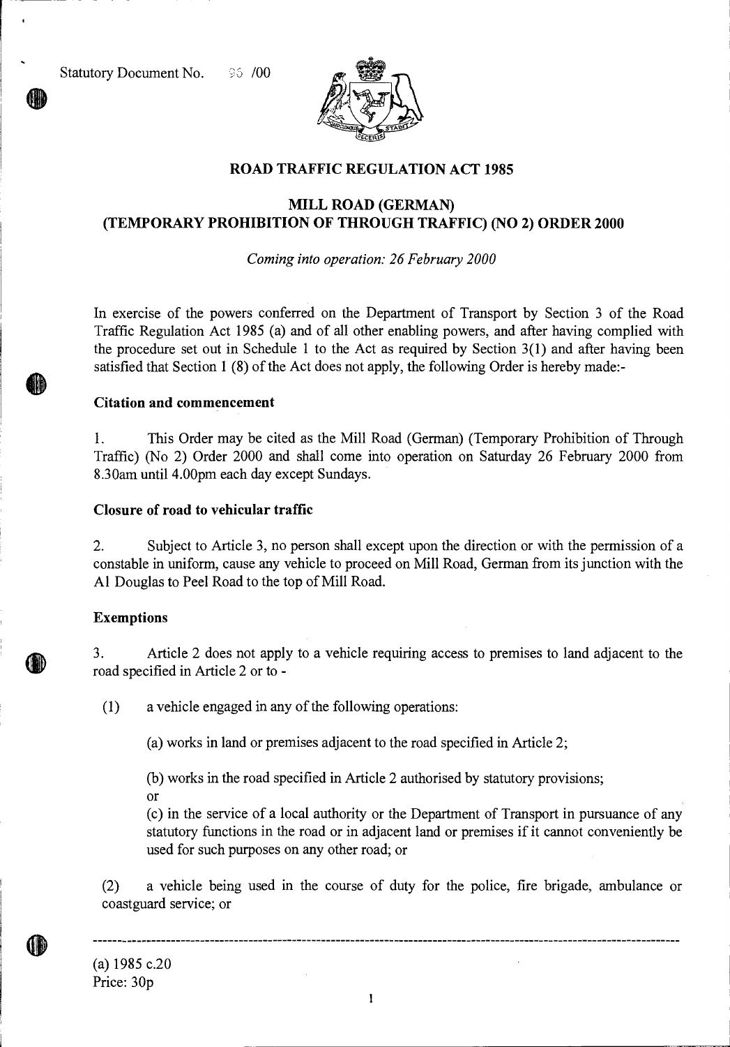Statutory Document No. 95 /00

# ROAD TRAFFIC REGULATION ACT 1985

## MILL ROAD (GERMAN) (TEMPORARY PROHIBITION OF THROUGH TRAFFIC) (NO 2) ORDER 2000

*Coming into operation: 26 February 2000*

In exercise of the powers conferred on the Department of Transport by Section 3 of the Road Traffic Regulation Act 1985 (a) and of all other enabling powers, and after having complied with the procedure set out in Schedule 1 to the Act as required by Section 3(1) and after having been satisfied that Section 1 (8) of the Act does not apply, the following Order is hereby made:-

### Citation and commencement

1. This Order may be cited as the Mill Road (German) (Temporary Prohibition of Through Traffic) (No 2) Order 2000 and shall come into operation on Saturday 26 February 2000 from 8.30am until 4.00pm each day except Sundays.

### Closure of road to vehicular traffic

2. Subject to Article 3, no person shall except upon the direction or with the permission of a constable in uniform, cause any vehicle to proceed on Mill Road, German from its junction with the A1 Douglas to Peel Road to the top of Mill Road.

### Exemptions

3. Article 2 does not apply to a vehicle requiring access to premises to land adjacent to the road specified in Article 2 or to -

(1) a vehicle engaged in any of the following operations:

(a) works in land or premises adjacent to the road specified in Article 2;

(b) works in the road specified in Article 2 authorised by statutory provisions; or

(c) in the service of a local authority or the Department of Transport in pursuance of any statutory functions in the road or in adjacent land or premises if it cannot conveniently be used for such purposes on any other road; or

(2) a vehicle being used in the course of duty for the police, fire brigade, ambulance or coastguard service; or

---

(a) 1985 c.20

Price: 30p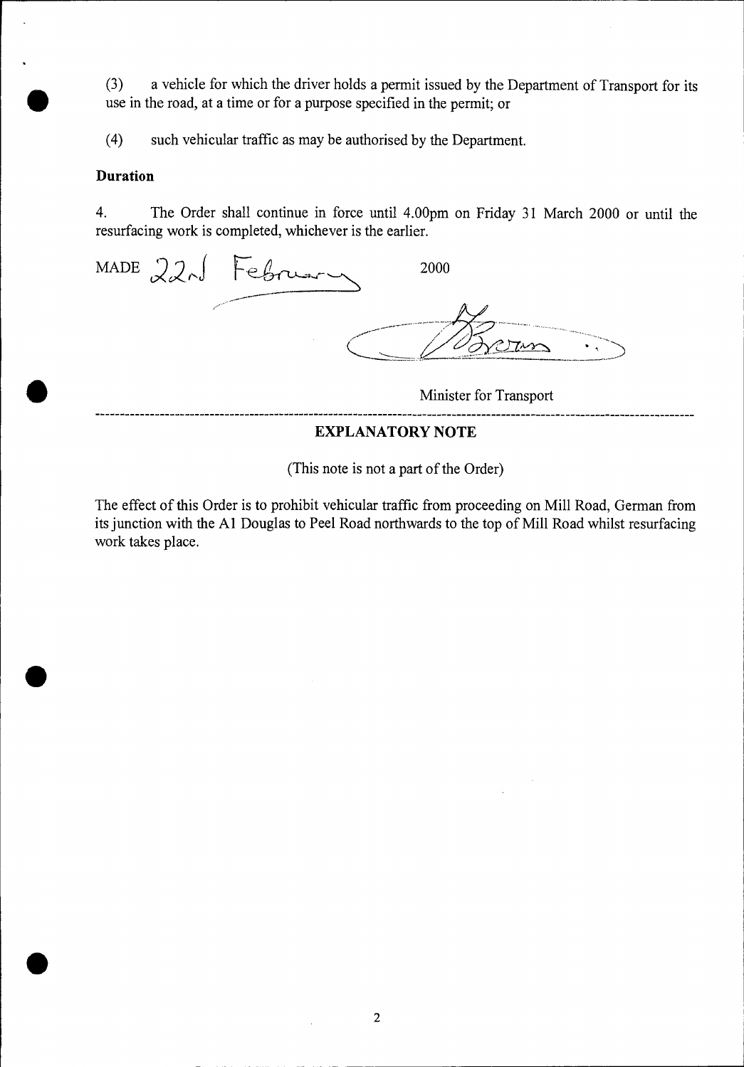(3) a vehicle for which the driver holds a permit issued by the Department of Transport for its use in the road, at a time or for a purpose specified in the permit; or

(4) such vehicular traffic as may be authorised by the Department.

**Duration**

4. The Order shall continue in force until 4.00pm on Friday 31 March 2000 or until the resurfacing work is completed, whichever is the earlier.

MADE 22nd February 2000

Minister for Transport

---

**EXPLANATORY NOTE**

(This note is not a part of the Order)

The effect of this Order is to prohibit vehicular traffic from proceeding on Mill Road, German from its junction with the A1 Douglas to Peel Road northwards to the top of Mill Road whilst resurfacing work takes place.